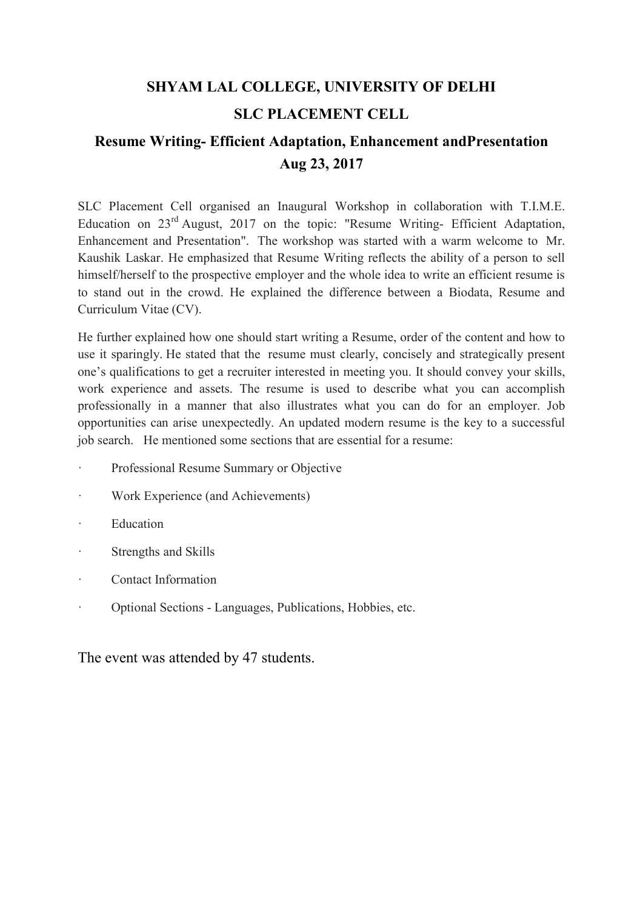# SHYAM LAL COLLEGE, UNIVERSITY OF DELHI

## SLC PLACEMENT CELL

## Resume Writing- Efficient Adaptation, Enhancement andPresentation

## Aug 23, 2017

SLC Placement Cell organised an Inaugural Workshop in collaboration with T.I.M.E. Education on 23rd August, 2017 on the topic: "Resume Writing- Efficient Adaptation, Enhancement and Presentation". The workshop was started with a warm welcome to Mr. Kaushik Laskar. He emphasized that Resume Writing reflects the ability of a person to sell himself/herself to the prospective employer and the whole idea to write an efficient resume is to stand out in the crowd. He explained the difference between a Biodata, Resume and Curriculum Vitae (CV).

He further explained how one should start writing a Resume, order of the content and how to use it sparingly. He stated that the resume must clearly, concisely and strategically present one's qualifications to get a recruiter interested in meeting you. It should convey your skills, work experience and assets. The resume is used to describe what you can accomplish professionally in a manner that also illustrates what you can do for an employer. Job opportunities can arise unexpectedly. An updated modern resume is the key to a successful job search. He mentioned some sections that are essential for a resume:

- Professional Resume Summary or Objective
- Work Experience (and Achievements)
- Education
- Strengths and Skills
- Contact Information
- Optional Sections - Languages, Publications, Hobbies, etc.

The event was attended by 47 students.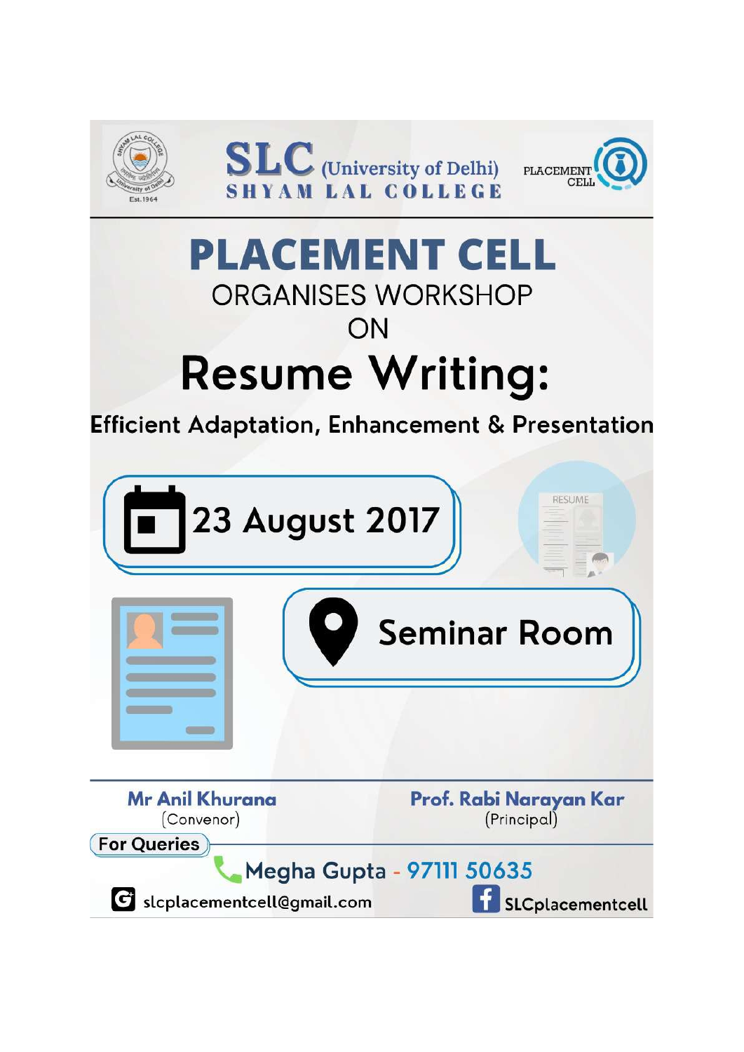**SLC** (University of Delhi)
**SHYAM LAL COLLEGE**

PLACEMENT CELL

# PLACEMENT CELL

ORGANISES WORKSHOP

ON

# Resume Writing:

## Efficient Adaptation, Enhancement & Presentation

**23 August 2017**

**Seminar Room**

**Mr Anil Khurana**
(Convenor)

**Prof. Rabi Narayan Kar**
(Principal)

**For Queries**

Megha Gupta - 97111 50635

slcplacementcell@gmail.com

SLCplacementcell